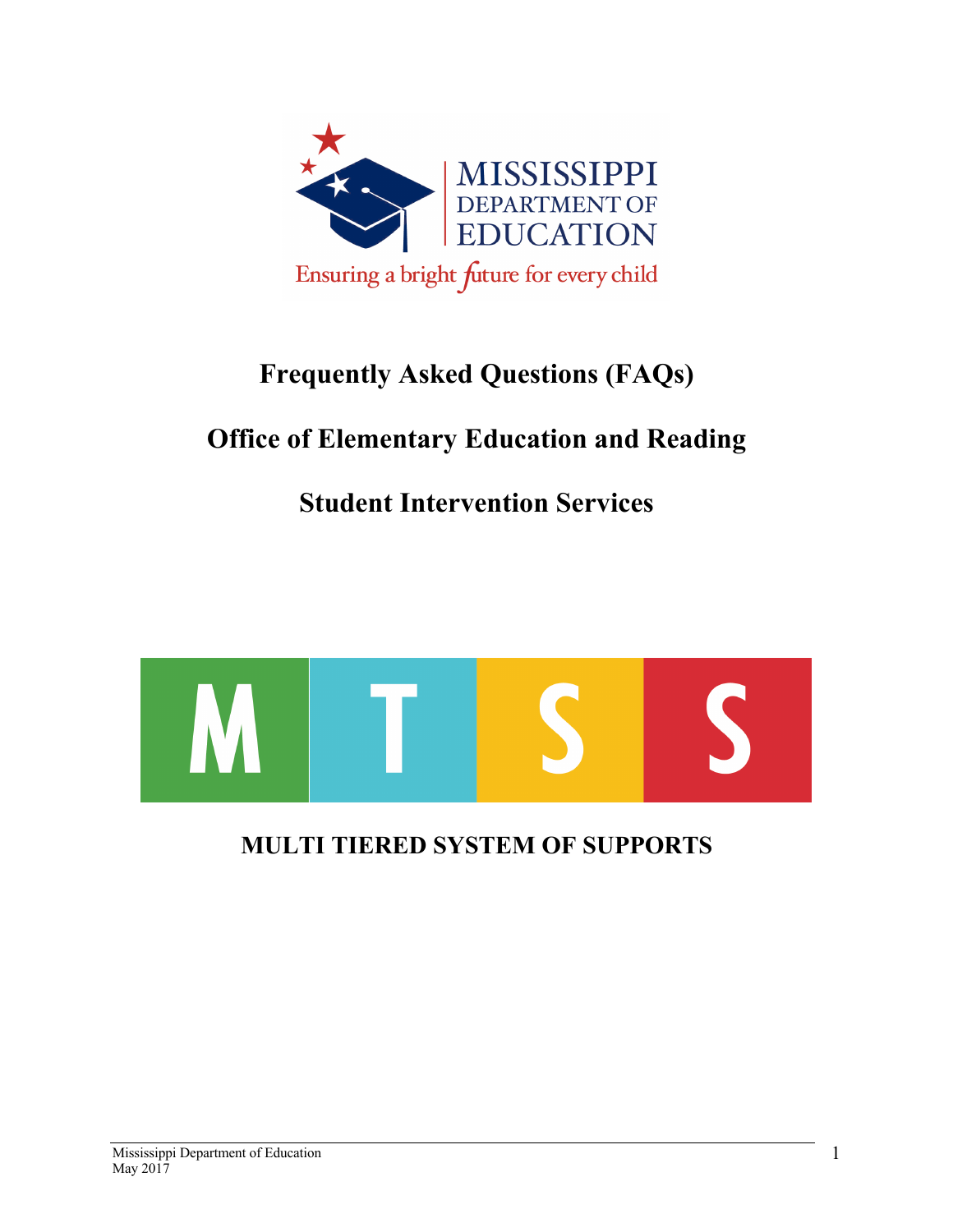MISSISSIPPI DEPARTMENT OF EDUCATION

Ensuring a bright future for every child

# Frequently Asked Questions (FAQs)

## Office of Elementary Education and Reading

## Student Intervention Services

M T S S

## MULTI TIERED SYSTEM OF SUPPORTS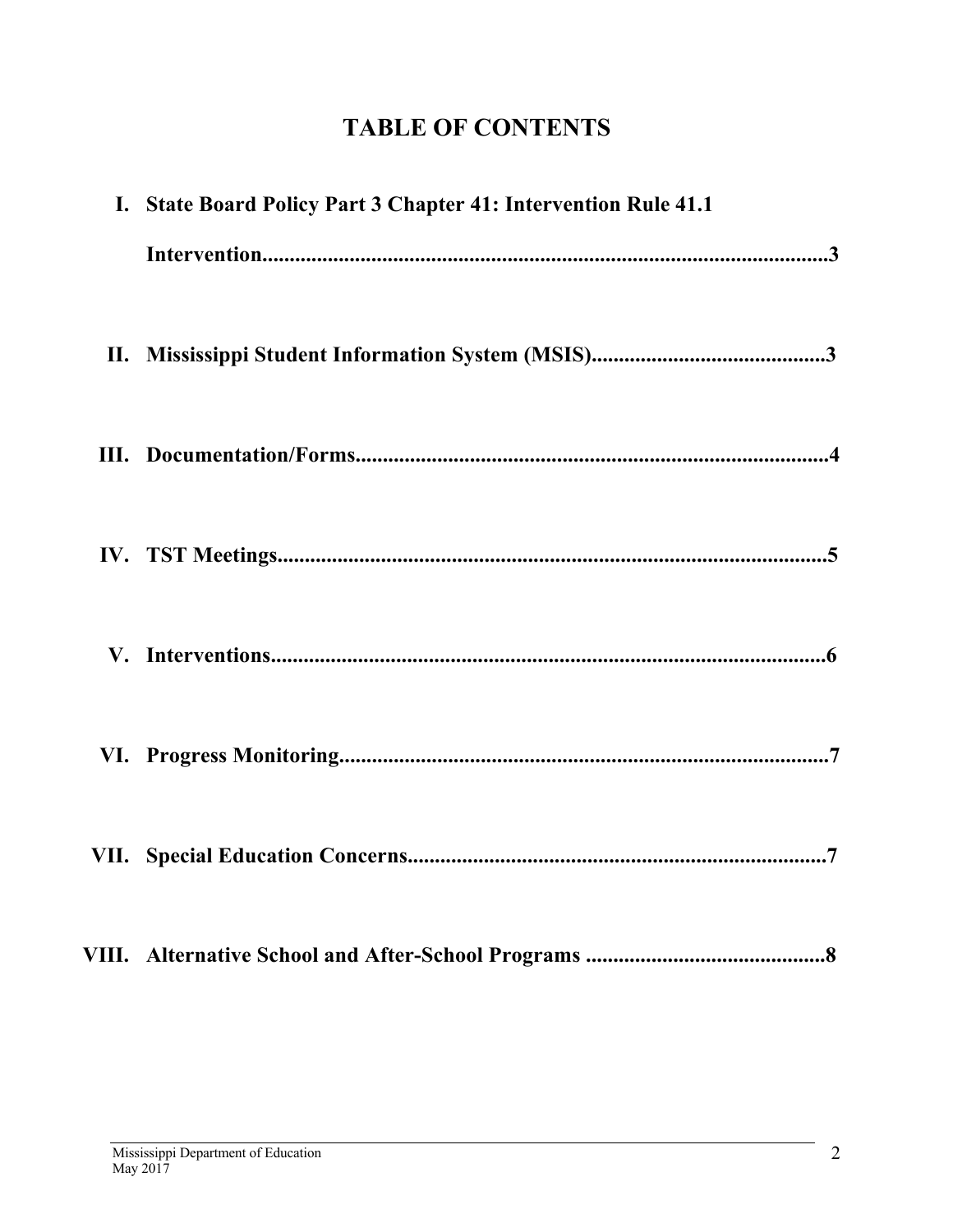# TABLE OF CONTENTS

I. State Board Policy Part 3 Chapter 41: Intervention Rule 41.1 Intervention....................3

II. Mississippi Student Information System (MSIS)....................3

III. Documentation/Forms....................4

IV. TST Meetings....................5

V. Interventions....................6

VI. Progress Monitoring....................7

VII. Special Education Concerns....................7

VIII. Alternative School and After-School Programs ....................8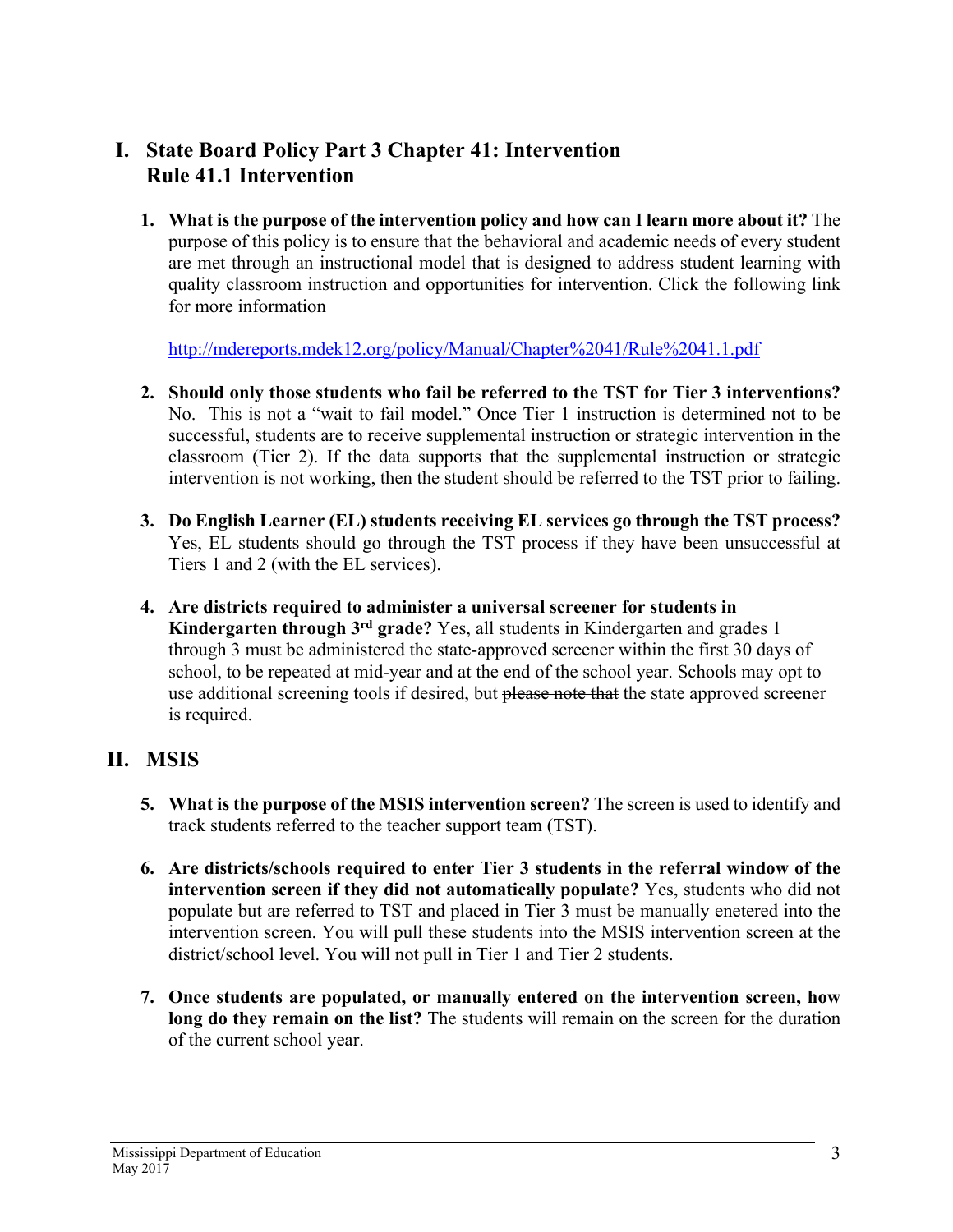## I. State Board Policy Part 3 Chapter 41: Intervention
## Rule 41.1 Intervention

1. **What is the purpose of the intervention policy and how can I learn more about it?** The purpose of this policy is to ensure that the behavioral and academic needs of every student are met through an instructional model that is designed to address student learning with quality classroom instruction and opportunities for intervention. Click the following link for more information

   http://mdereports.mdek12.org/policy/Manual/Chapter%2041/Rule%2041.1.pdf

2. **Should only those students who fail be referred to the TST for Tier 3 interventions?** No. This is not a "wait to fail model." Once Tier 1 instruction is determined not to be successful, students are to receive supplemental instruction or strategic intervention in the classroom (Tier 2). If the data supports that the supplemental instruction or strategic intervention is not working, then the student should be referred to the TST prior to failing.

3. **Do English Learner (EL) students receiving EL services go through the TST process?** Yes, EL students should go through the TST process if they have been unsuccessful at Tiers 1 and 2 (with the EL services).

4. **Are districts required to administer a universal screener for students in Kindergarten through 3rd grade?** Yes, all students in Kindergarten and grades 1 through 3 must be administered the state-approved screener within the first 30 days of school, to be repeated at mid-year and at the end of the school year. Schools may opt to use additional screening tools if desired, but ~~please note that~~ the state approved screener is required.

## II. MSIS

5. **What is the purpose of the MSIS intervention screen?** The screen is used to identify and track students referred to the teacher support team (TST).

6. **Are districts/schools required to enter Tier 3 students in the referral window of the intervention screen if they did not automatically populate?** Yes, students who did not populate but are referred to TST and placed in Tier 3 must be manually enetered into the intervention screen. You will pull these students into the MSIS intervention screen at the district/school level. You will not pull in Tier 1 and Tier 2 students.

7. **Once students are populated, or manually entered on the intervention screen, how long do they remain on the list?** The students will remain on the screen for the duration of the current school year.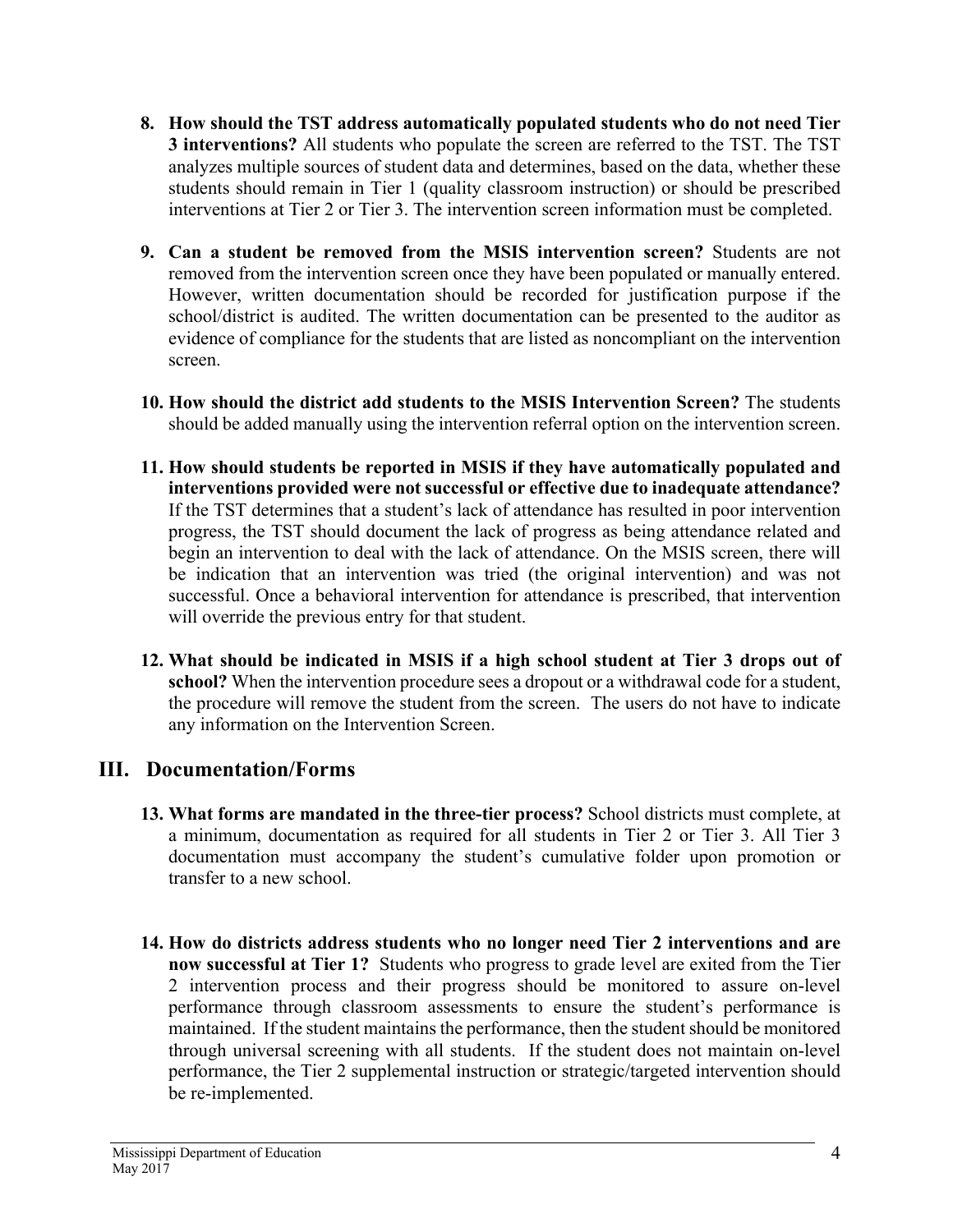8. **How should the TST address automatically populated students who do not need Tier 3 interventions?** All students who populate the screen are referred to the TST. The TST analyzes multiple sources of student data and determines, based on the data, whether these students should remain in Tier 1 (quality classroom instruction) or should be prescribed interventions at Tier 2 or Tier 3. The intervention screen information must be completed.

9. **Can a student be removed from the MSIS intervention screen?** Students are not removed from the intervention screen once they have been populated or manually entered. However, written documentation should be recorded for justification purpose if the school/district is audited. The written documentation can be presented to the auditor as evidence of compliance for the students that are listed as noncompliant on the intervention screen.

10. **How should the district add students to the MSIS Intervention Screen?** The students should be added manually using the intervention referral option on the intervention screen.

11. **How should students be reported in MSIS if they have automatically populated and interventions provided were not successful or effective due to inadequate attendance?** If the TST determines that a student's lack of attendance has resulted in poor intervention progress, the TST should document the lack of progress as being attendance related and begin an intervention to deal with the lack of attendance. On the MSIS screen, there will be indication that an intervention was tried (the original intervention) and was not successful. Once a behavioral intervention for attendance is prescribed, that intervention will override the previous entry for that student.

12. **What should be indicated in MSIS if a high school student at Tier 3 drops out of school?** When the intervention procedure sees a dropout or a withdrawal code for a student, the procedure will remove the student from the screen. The users do not have to indicate any information on the Intervention Screen.

## III. Documentation/Forms

13. **What forms are mandated in the three-tier process?** School districts must complete, at a minimum, documentation as required for all students in Tier 2 or Tier 3. All Tier 3 documentation must accompany the student's cumulative folder upon promotion or transfer to a new school.

14. **How do districts address students who no longer need Tier 2 interventions and are now successful at Tier 1?** Students who progress to grade level are exited from the Tier 2 intervention process and their progress should be monitored to assure on-level performance through classroom assessments to ensure the student's performance is maintained. If the student maintains the performance, then the student should be monitored through universal screening with all students. If the student does not maintain on-level performance, the Tier 2 supplemental instruction or strategic/targeted intervention should be re-implemented.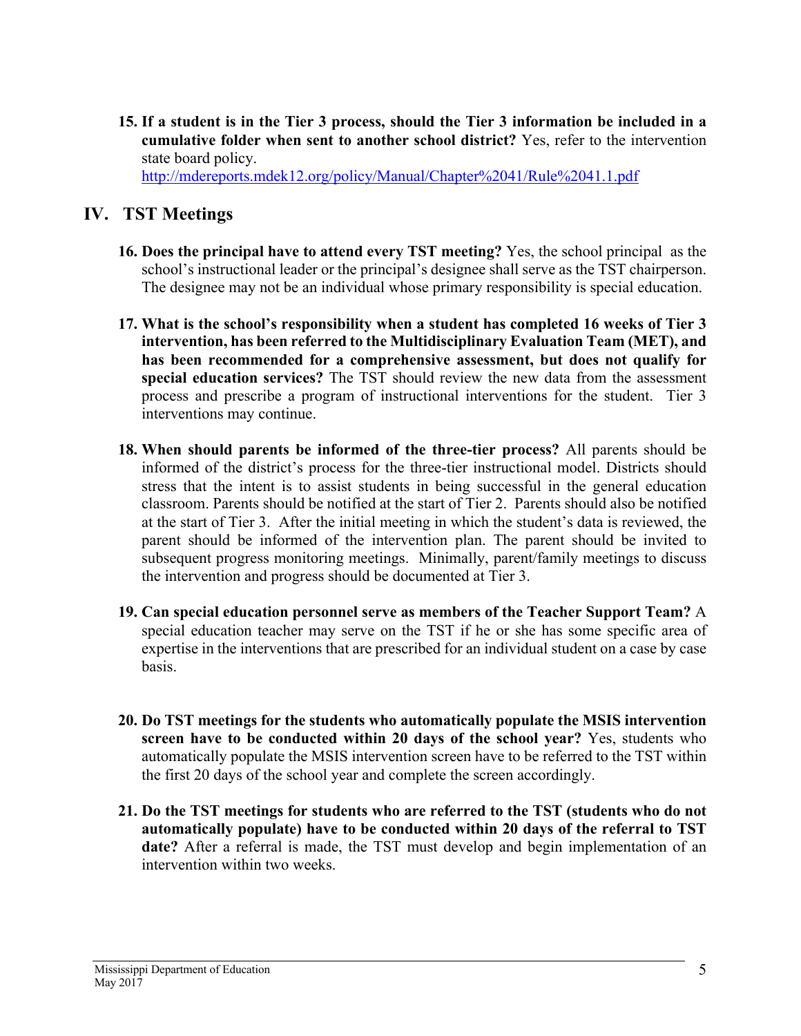**15. If a student is in the Tier 3 process, should the Tier 3 information be included in a cumulative folder when sent to another school district?** Yes, refer to the intervention state board policy.
http://mdereports.mdek12.org/policy/Manual/Chapter%2041/Rule%2041.1.pdf

## IV. TST Meetings

**16. Does the principal have to attend every TST meeting?** Yes, the school principal as the school's instructional leader or the principal's designee shall serve as the TST chairperson. The designee may not be an individual whose primary responsibility is special education.

**17. What is the school's responsibility when a student has completed 16 weeks of Tier 3 intervention, has been referred to the Multidisciplinary Evaluation Team (MET), and has been recommended for a comprehensive assessment, but does not qualify for special education services?** The TST should review the new data from the assessment process and prescribe a program of instructional interventions for the student. Tier 3 interventions may continue.

**18. When should parents be informed of the three-tier process?** All parents should be informed of the district's process for the three-tier instructional model. Districts should stress that the intent is to assist students in being successful in the general education classroom. Parents should be notified at the start of Tier 2. Parents should also be notified at the start of Tier 3. After the initial meeting in which the student's data is reviewed, the parent should be informed of the intervention plan. The parent should be invited to subsequent progress monitoring meetings. Minimally, parent/family meetings to discuss the intervention and progress should be documented at Tier 3.

**19. Can special education personnel serve as members of the Teacher Support Team?** A special education teacher may serve on the TST if he or she has some specific area of expertise in the interventions that are prescribed for an individual student on a case by case basis.

**20. Do TST meetings for the students who automatically populate the MSIS intervention screen have to be conducted within 20 days of the school year?** Yes, students who automatically populate the MSIS intervention screen have to be referred to the TST within the first 20 days of the school year and complete the screen accordingly.

**21. Do the TST meetings for students who are referred to the TST (students who do not automatically populate) have to be conducted within 20 days of the referral to TST date?** After a referral is made, the TST must develop and begin implementation of an intervention within two weeks.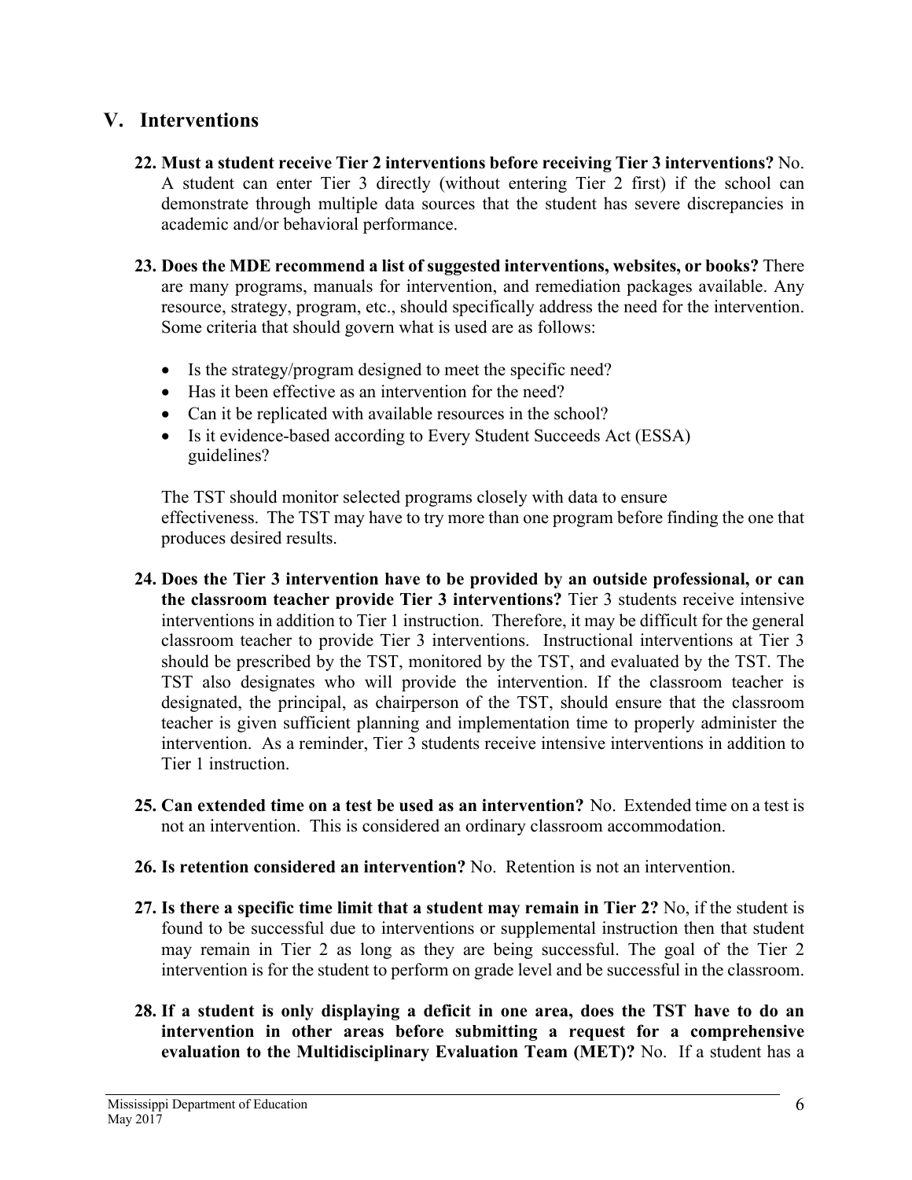## V. Interventions

22. **Must a student receive Tier 2 interventions before receiving Tier 3 interventions?** No. A student can enter Tier 3 directly (without entering Tier 2 first) if the school can demonstrate through multiple data sources that the student has severe discrepancies in academic and/or behavioral performance.

23. **Does the MDE recommend a list of suggested interventions, websites, or books?** There are many programs, manuals for intervention, and remediation packages available. Any resource, strategy, program, etc., should specifically address the need for the intervention. Some criteria that should govern what is used are as follows:

    - Is the strategy/program designed to meet the specific need?
    - Has it been effective as an intervention for the need?
    - Can it be replicated with available resources in the school?
    - Is it evidence-based according to Every Student Succeeds Act (ESSA) guidelines?

    The TST should monitor selected programs closely with data to ensure effectiveness. The TST may have to try more than one program before finding the one that produces desired results.

24. **Does the Tier 3 intervention have to be provided by an outside professional, or can the classroom teacher provide Tier 3 interventions?** Tier 3 students receive intensive interventions in addition to Tier 1 instruction. Therefore, it may be difficult for the general classroom teacher to provide Tier 3 interventions. Instructional interventions at Tier 3 should be prescribed by the TST, monitored by the TST, and evaluated by the TST. The TST also designates who will provide the intervention. If the classroom teacher is designated, the principal, as chairperson of the TST, should ensure that the classroom teacher is given sufficient planning and implementation time to properly administer the intervention. As a reminder, Tier 3 students receive intensive interventions in addition to Tier 1 instruction.

25. **Can extended time on a test be used as an intervention?** No. Extended time on a test is not an intervention. This is considered an ordinary classroom accommodation.

26. **Is retention considered an intervention?** No. Retention is not an intervention.

27. **Is there a specific time limit that a student may remain in Tier 2?** No, if the student is found to be successful due to interventions or supplemental instruction then that student may remain in Tier 2 as long as they are being successful. The goal of the Tier 2 intervention is for the student to perform on grade level and be successful in the classroom.

28. **If a student is only displaying a deficit in one area, does the TST have to do an intervention in other areas before submitting a request for a comprehensive evaluation to the Multidisciplinary Evaluation Team (MET)?** No. If a student has a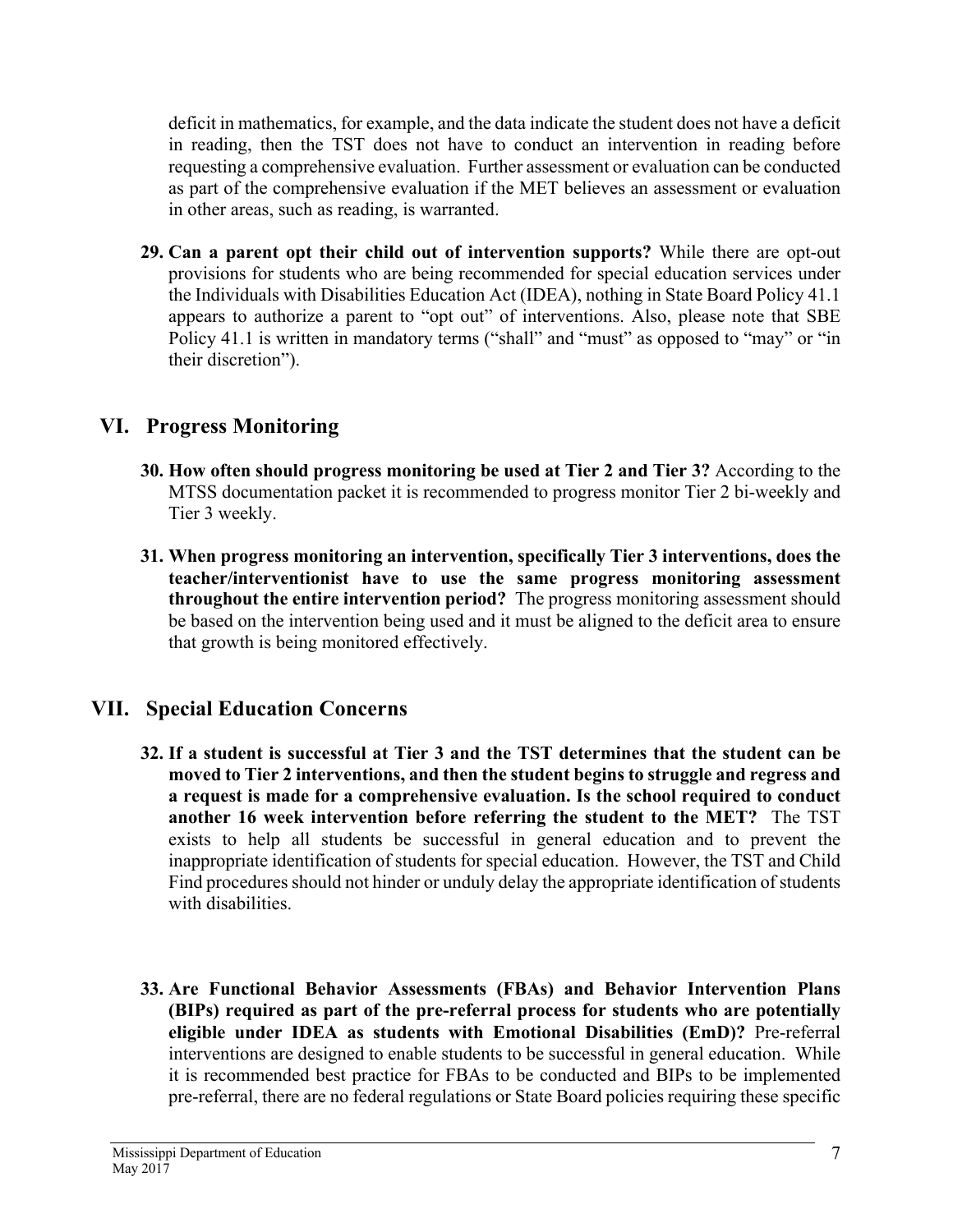deficit in mathematics, for example, and the data indicate the student does not have a deficit in reading, then the TST does not have to conduct an intervention in reading before requesting a comprehensive evaluation. Further assessment or evaluation can be conducted as part of the comprehensive evaluation if the MET believes an assessment or evaluation in other areas, such as reading, is warranted.

29. **Can a parent opt their child out of intervention supports?** While there are opt-out provisions for students who are being recommended for special education services under the Individuals with Disabilities Education Act (IDEA), nothing in State Board Policy 41.1 appears to authorize a parent to "opt out" of interventions. Also, please note that SBE Policy 41.1 is written in mandatory terms ("shall" and "must" as opposed to "may" or "in their discretion").

## VI. Progress Monitoring

30. **How often should progress monitoring be used at Tier 2 and Tier 3?** According to the MTSS documentation packet it is recommended to progress monitor Tier 2 bi-weekly and Tier 3 weekly.

31. **When progress monitoring an intervention, specifically Tier 3 interventions, does the teacher/interventionist have to use the same progress monitoring assessment throughout the entire intervention period?** The progress monitoring assessment should be based on the intervention being used and it must be aligned to the deficit area to ensure that growth is being monitored effectively.

## VII. Special Education Concerns

32. **If a student is successful at Tier 3 and the TST determines that the student can be moved to Tier 2 interventions, and then the student begins to struggle and regress and a request is made for a comprehensive evaluation. Is the school required to conduct another 16 week intervention before referring the student to the MET?** The TST exists to help all students be successful in general education and to prevent the inappropriate identification of students for special education. However, the TST and Child Find procedures should not hinder or unduly delay the appropriate identification of students with disabilities.

33. **Are Functional Behavior Assessments (FBAs) and Behavior Intervention Plans (BIPs) required as part of the pre-referral process for students who are potentially eligible under IDEA as students with Emotional Disabilities (EmD)?** Pre-referral interventions are designed to enable students to be successful in general education. While it is recommended best practice for FBAs to be conducted and BIPs to be implemented pre-referral, there are no federal regulations or State Board policies requiring these specific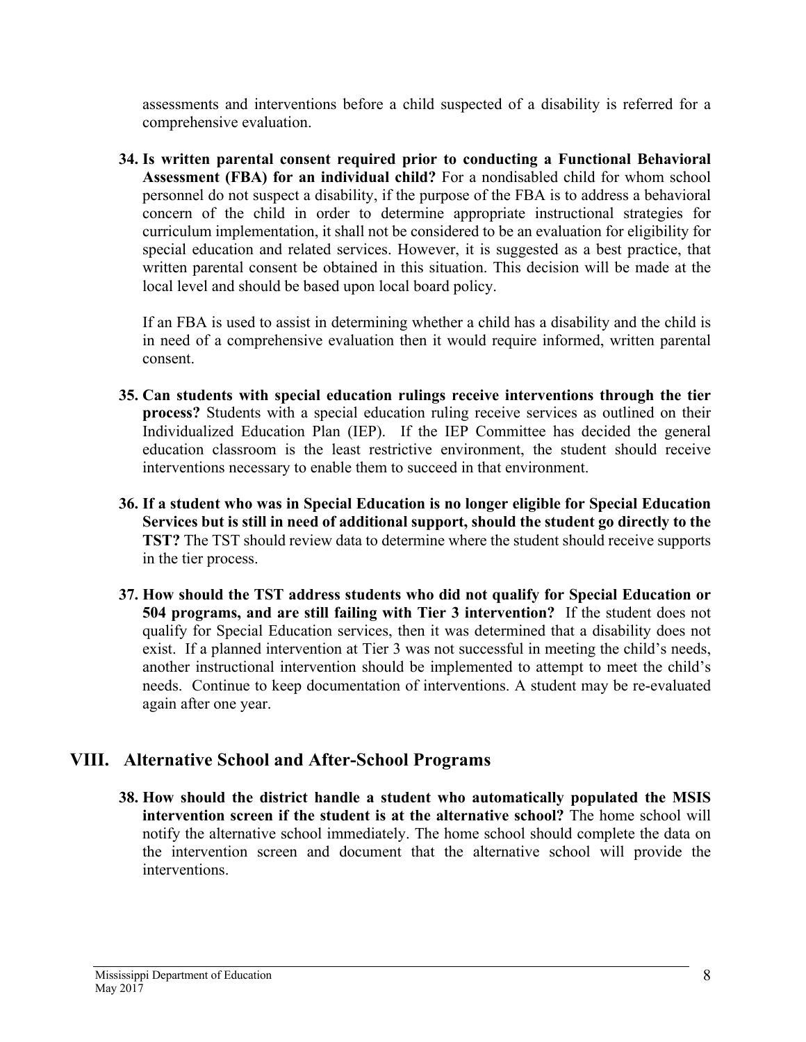assessments and interventions before a child suspected of a disability is referred for a comprehensive evaluation.

34. **Is written parental consent required prior to conducting a Functional Behavioral Assessment (FBA) for an individual child?** For a nondisabled child for whom school personnel do not suspect a disability, if the purpose of the FBA is to address a behavioral concern of the child in order to determine appropriate instructional strategies for curriculum implementation, it shall not be considered to be an evaluation for eligibility for special education and related services. However, it is suggested as a best practice, that written parental consent be obtained in this situation. This decision will be made at the local level and should be based upon local board policy.

    If an FBA is used to assist in determining whether a child has a disability and the child is in need of a comprehensive evaluation then it would require informed, written parental consent.

35. **Can students with special education rulings receive interventions through the tier process?** Students with a special education ruling receive services as outlined on their Individualized Education Plan (IEP). If the IEP Committee has decided the general education classroom is the least restrictive environment, the student should receive interventions necessary to enable them to succeed in that environment.

36. **If a student who was in Special Education is no longer eligible for Special Education Services but is still in need of additional support, should the student go directly to the TST?** The TST should review data to determine where the student should receive supports in the tier process.

37. **How should the TST address students who did not qualify for Special Education or 504 programs, and are still failing with Tier 3 intervention?** If the student does not qualify for Special Education services, then it was determined that a disability does not exist. If a planned intervention at Tier 3 was not successful in meeting the child's needs, another instructional intervention should be implemented to attempt to meet the child's needs. Continue to keep documentation of interventions. A student may be re-evaluated again after one year.

## VIII. Alternative School and After-School Programs

38. **How should the district handle a student who automatically populated the MSIS intervention screen if the student is at the alternative school?** The home school will notify the alternative school immediately. The home school should complete the data on the intervention screen and document that the alternative school will provide the interventions.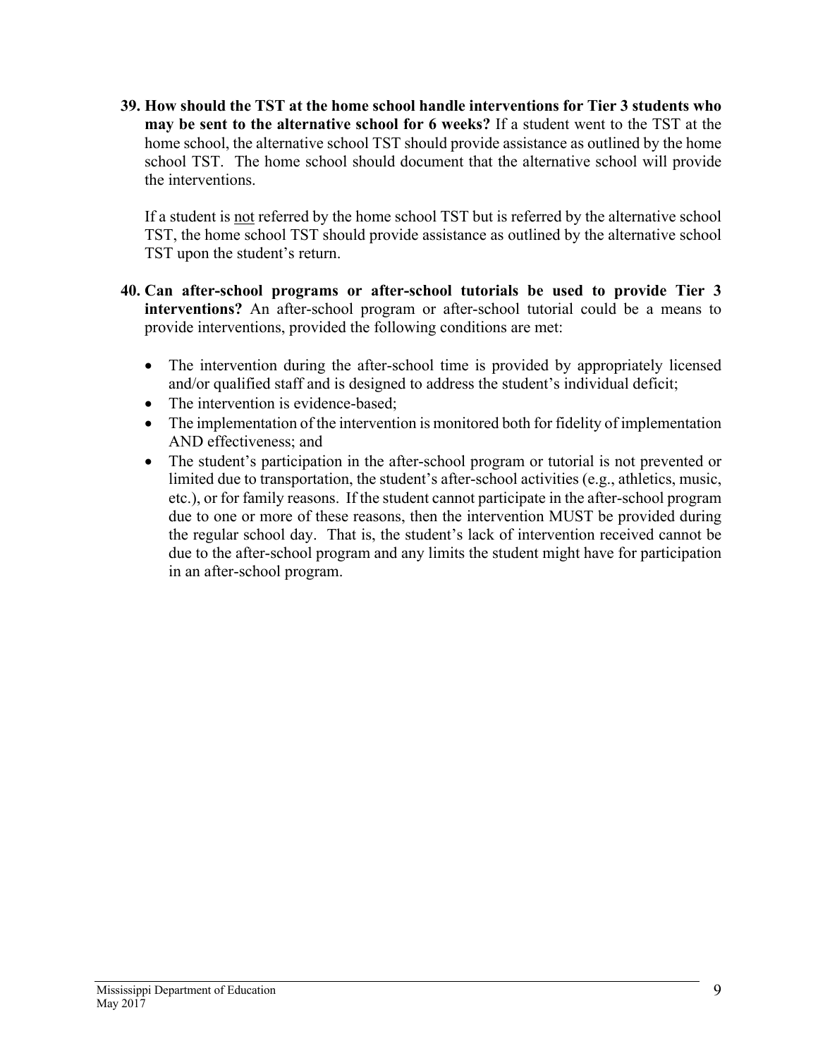39. **How should the TST at the home school handle interventions for Tier 3 students who may be sent to the alternative school for 6 weeks?** If a student went to the TST at the home school, the alternative school TST should provide assistance as outlined by the home school TST. The home school should document that the alternative school will provide the interventions.

    If a student is not referred by the home school TST but is referred by the alternative school TST, the home school TST should provide assistance as outlined by the alternative school TST upon the student's return.

40. **Can after-school programs or after-school tutorials be used to provide Tier 3 interventions?** An after-school program or after-school tutorial could be a means to provide interventions, provided the following conditions are met:

    - The intervention during the after-school time is provided by appropriately licensed and/or qualified staff and is designed to address the student's individual deficit;
    - The intervention is evidence-based;
    - The implementation of the intervention is monitored both for fidelity of implementation AND effectiveness; and
    - The student's participation in the after-school program or tutorial is not prevented or limited due to transportation, the student's after-school activities (e.g., athletics, music, etc.), or for family reasons. If the student cannot participate in the after-school program due to one or more of these reasons, then the intervention MUST be provided during the regular school day. That is, the student's lack of intervention received cannot be due to the after-school program and any limits the student might have for participation in an after-school program.